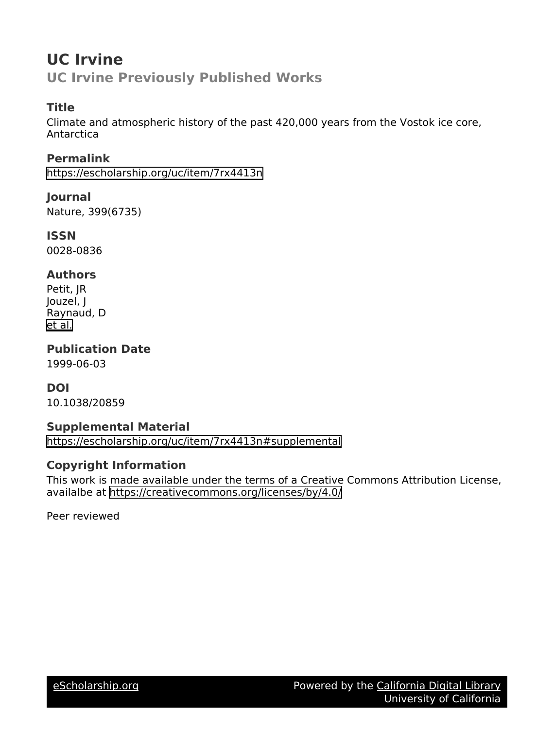# UC Irvine

## UC Irvine Previously Published Works

### Title

Climate and atmospheric history of the past 420,000 years from the Vostok ice core, Antarctica

### Permalink

https://escholarship.org/uc/item/7rx4413n

### Journal

Nature, 399(6735)

### ISSN

0028-0836

### Authors

Petit, JR
Jouzel, J
Raynaud, D
et al.

### Publication Date

1999-06-03

### DOI

10.1038/20859

### Supplemental Material

https://escholarship.org/uc/item/7rx4413n#supplemental

### Copyright Information

This work is made available under the terms of a Creative Commons Attribution License, availalbe at https://creativecommons.org/licenses/by/4.0/

Peer reviewed

eScholarship.org Powered by the California Digital Library University of California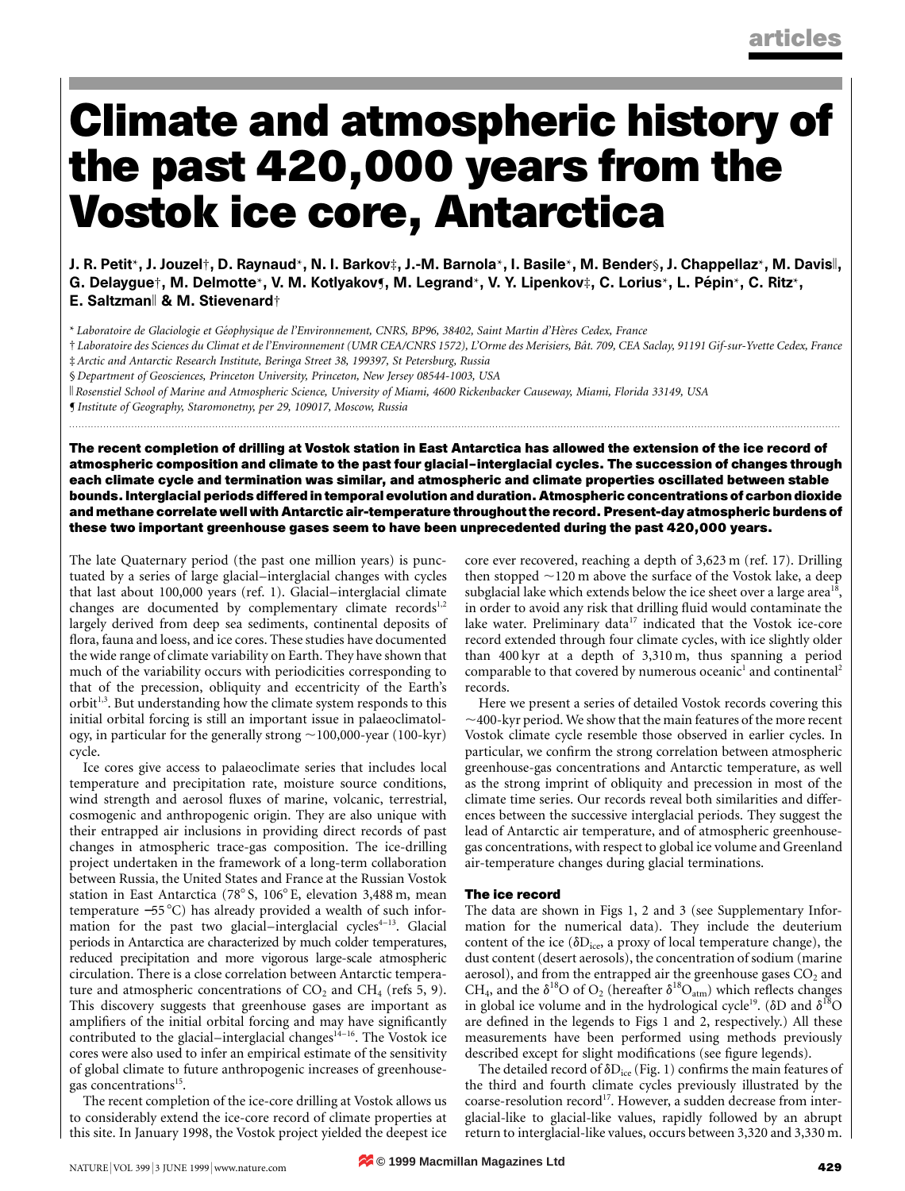# Climate and atmospheric history of the past 420,000 years from the Vostok ice core, Antarctica

**J. R. Petit\*, J. Jouzel†, D. Raynaud\*, N. I. Barkov‡, J.-M. Barnola\*, I. Basile\*, M. Bender§, J. Chappellaz\*, M. Davis‖, G. Delaygue†, M. Delmotte\*, V. M. Kotlyakov¶, M. Legrand\*, V. Y. Lipenkov‡, C. Lorius\*, L. Pépin\*, C. Ritz\*, E. Saltzman‖ & M. Stievenard†**

\* *Laboratoire de Glaciologie et Géophysique de l'Environnement, CNRS, BP96, 38402, Saint Martin d'Hères Cedex, France*

† *Laboratoire des Sciences du Climat et de l'Environnement (UMR CEA/CNRS 1572), L'Orme des Merisiers, Bât. 709, CEA Saclay, 91191 Gif-sur-Yvette Cedex, France*

‡ *Arctic and Antarctic Research Institute, Beringa Street 38, 199397, St Petersburg, Russia*

§ *Department of Geosciences, Princeton University, Princeton, New Jersey 08544-1003, USA*

‖ *Rosenstiel School of Marine and Atmospheric Science, University of Miami, 4600 Rickenbacker Causeway, Miami, Florida 33149, USA*

¶ *Institute of Geography, Staromonetny, per 29, 109017, Moscow, Russia*

**The recent completion of drilling at Vostok station in East Antarctica has allowed the extension of the ice record of atmospheric composition and climate to the past four glacial–interglacial cycles. The succession of changes through each climate cycle and termination was similar, and atmospheric and climate properties oscillated between stable bounds. Interglacial periods differed in temporal evolution and duration. Atmospheric concentrations of carbon dioxide and methane correlate well with Antarctic air-temperature throughout the record. Present-day atmospheric burdens of these two important greenhouse gases seem to have been unprecedented during the past 420,000 years.**

The late Quaternary period (the past one million years) is punctuated by a series of large glacial–interglacial changes with cycles that last about 100,000 years (ref. 1). Glacial–interglacial climate changes are documented by complementary climate records[1,2] largely derived from deep sea sediments, continental deposits of flora, fauna and loess, and ice cores. These studies have documented the wide range of climate variability on Earth. They have shown that much of the variability occurs with periodicities corresponding to that of the precession, obliquity and eccentricity of the Earth's orbit[1,3]. But understanding how the climate system responds to this initial orbital forcing is still an important issue in palaeoclimatology, in particular for the generally strong ~100,000-year (100-kyr) cycle.

Ice cores give access to palaeoclimate series that includes local temperature and precipitation rate, moisture source conditions, wind strength and aerosol fluxes of marine, volcanic, terrestrial, cosmogenic and anthropogenic origin. They are also unique with their entrapped air inclusions in providing direct records of past changes in atmospheric trace-gas composition. The ice-drilling project undertaken in the framework of a long-term collaboration between Russia, the United States and France at the Russian Vostok station in East Antarctica (78° S, 106° E, elevation 3,488 m, mean temperature −55 °C) has already provided a wealth of such information for the past two glacial–interglacial cycles[4–13]. Glacial periods in Antarctica are characterized by much colder temperatures, reduced precipitation and more vigorous large-scale atmospheric circulation. There is a close correlation between Antarctic temperature and atmospheric concentrations of $CO_2$ and $CH_4$ (refs 5, 9). This discovery suggests that greenhouse gases are important as amplifiers of the initial orbital forcing and may have significantly contributed to the glacial–interglacial changes[14–16]. The Vostok ice cores were also used to infer an empirical estimate of the sensitivity of global climate to future anthropogenic increases of greenhouse-gas concentrations[15].

The recent completion of the ice-core drilling at Vostok allows us to considerably extend the ice-core record of climate properties at this site. In January 1998, the Vostok project yielded the deepest ice core ever recovered, reaching a depth of 3,623 m (ref. 17). Drilling then stopped ~120 m above the surface of the Vostok lake, a deep subglacial lake which extends below the ice sheet over a large area[18], in order to avoid any risk that drilling fluid would contaminate the lake water. Preliminary data[17] indicated that the Vostok ice-core record extended through four climate cycles, with ice slightly older than 400 kyr at a depth of 3,310 m, thus spanning a period comparable to that covered by numerous oceanic[1] and continental[2] records.

Here we present a series of detailed Vostok records covering this ~400-kyr period. We show that the main features of the more recent Vostok climate cycle resemble those observed in earlier cycles. In particular, we confirm the strong correlation between atmospheric greenhouse-gas concentrations and Antarctic temperature, as well as the strong imprint of obliquity and precession in most of the climate time series. Our records reveal both similarities and differences between the successive interglacial periods. They suggest the lead of Antarctic air temperature, and of atmospheric greenhouse-gas concentrations, with respect to global ice volume and Greenland air-temperature changes during glacial terminations.

## The ice record

The data are shown in Figs 1, 2 and 3 (see Supplementary Information for the numerical data). They include the deuterium content of the ice ($\delta D_{ice}$, a proxy of local temperature change), the dust content (desert aerosols), the concentration of sodium (marine aerosol), and from the entrapped air the greenhouse gases $CO_2$ and $CH_4$, and the $\delta^{18}O$ of $O_2$ (hereafter $\delta^{18}O_{atm}$) which reflects changes in global ice volume and in the hydrological cycle[19]. ($\delta D$ and $\delta^{18}O$ are defined in the legends to Figs 1 and 2, respectively.) All these measurements have been performed using methods previously described except for slight modifications (see figure legends).

The detailed record of $\delta D_{ice}$ (Fig. 1) confirms the main features of the third and fourth climate cycles previously illustrated by the coarse-resolution record[17]. However, a sudden decrease from interglacial-like to glacial-like values, rapidly followed by an abrupt return to interglacial-like values, occurs between 3,320 and 3,330 m.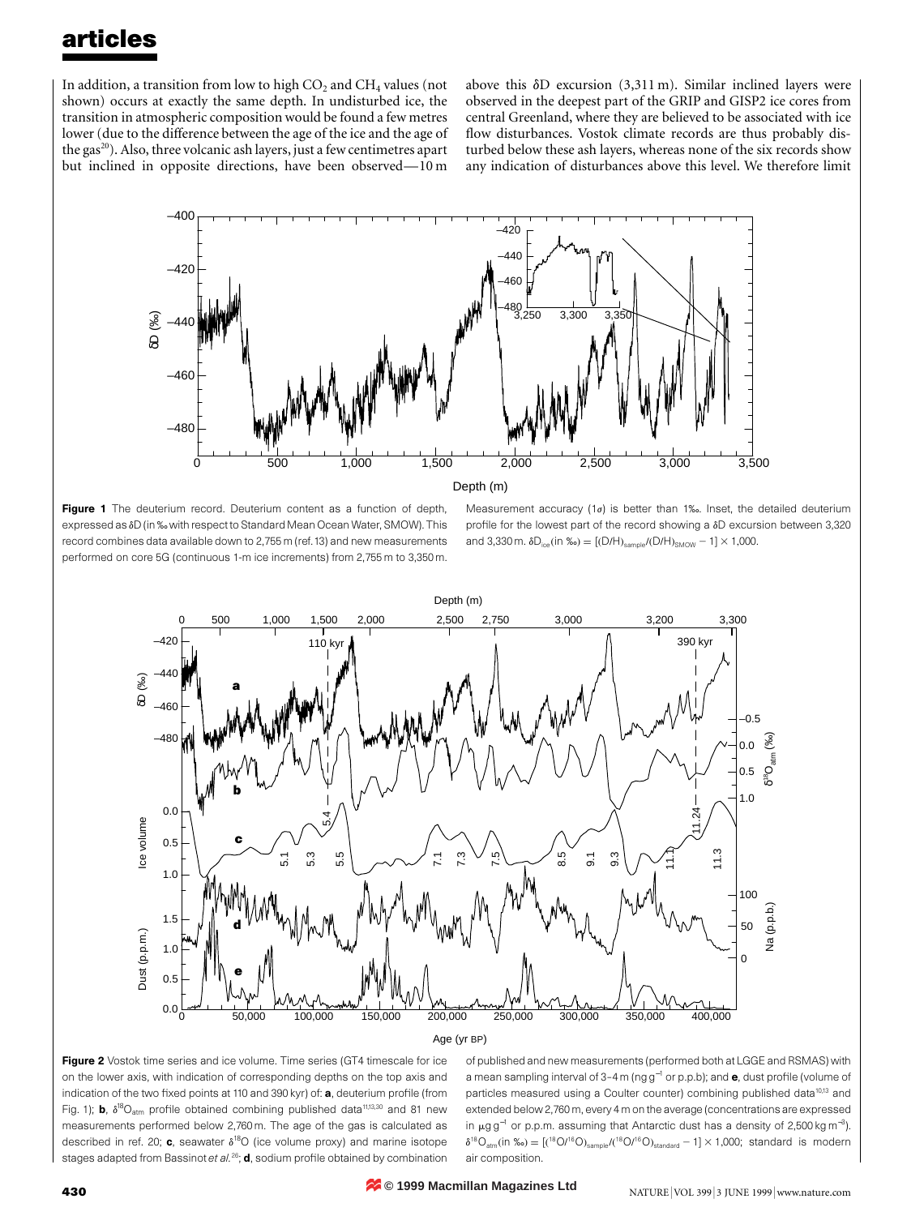In addition, a transition from low to high $CO_2$ and $CH_4$ values (not shown) occurs at exactly the same depth. In undisturbed ice, the transition in atmospheric composition would be found a few metres lower (due to the difference between the age of the ice and the age of the gas[20]). Also, three volcanic ash layers, just a few centimetres apart but inclined in opposite directions, have been observed—10 m above this δD excursion (3,311 m). Similar inclined layers were observed in the deepest part of the GRIP and GISP2 ice cores from central Greenland, where they are believed to be associated with ice flow disturbances. Vostok climate records are thus probably disturbed below these ash layers, whereas none of the six records show any indication of disturbances above this level. We therefore limit

**Figure 1** The deuterium record. Deuterium content as a function of depth, expressed as δD (in ‰ with respect to Standard Mean Ocean Water, SMOW). This record combines data available down to 2,755 m (ref. 13) and new measurements performed on core 5G (continuous 1-m ice increments) from 2,755 m to 3,350 m. Measurement accuracy (1σ) is better than 1‰. Inset, the detailed deuterium profile for the lowest part of the record showing a δD excursion between 3,320 and 3,330 m. $\delta D_{ice}(\text{in ‰}) = [(D/H)_{sample}/(D/H)_{SMOW} - 1] \times 1{,}000$.

**Figure 2** Vostok time series and ice volume. Time series (GT4 timescale for ice on the lower axis, with indication of corresponding depths on the top axis and indication of the two fixed points at 110 and 390 kyr) of: **a**, deuterium profile (from Fig. 1); **b**, $\delta^{18}O_{atm}$ profile obtained combining published data[11,13,30] and 81 new measurements performed below 2,760 m. The age of the gas is calculated as described in ref. 20; **c**, seawater $\delta^{18}O$ (ice volume proxy) and marine isotope stages adapted from Bassinot *et al.*[26]; **d**, sodium profile obtained by combination of published and new measurements (performed both at LGGE and RSMAS) with a mean sampling interval of 3–4 m (ng $g^{-1}$ or p.p.b); and **e**, dust profile (volume of particles measured using a Coulter counter) combining published data[10,13] and extended below 2,760 m, every 4 m on the average (concentrations are expressed in $\mu g\, g^{-1}$ or p.p.m. assuming that Antarctic dust has a density of 2,500 kg $m^{-3}$). $\delta^{18}O_{atm}(\text{in ‰}) = [(^{18}O/^{16}O)_{sample}/(^{18}O/^{16}O)_{standard} - 1] \times 1{,}000$; standard is modern air composition.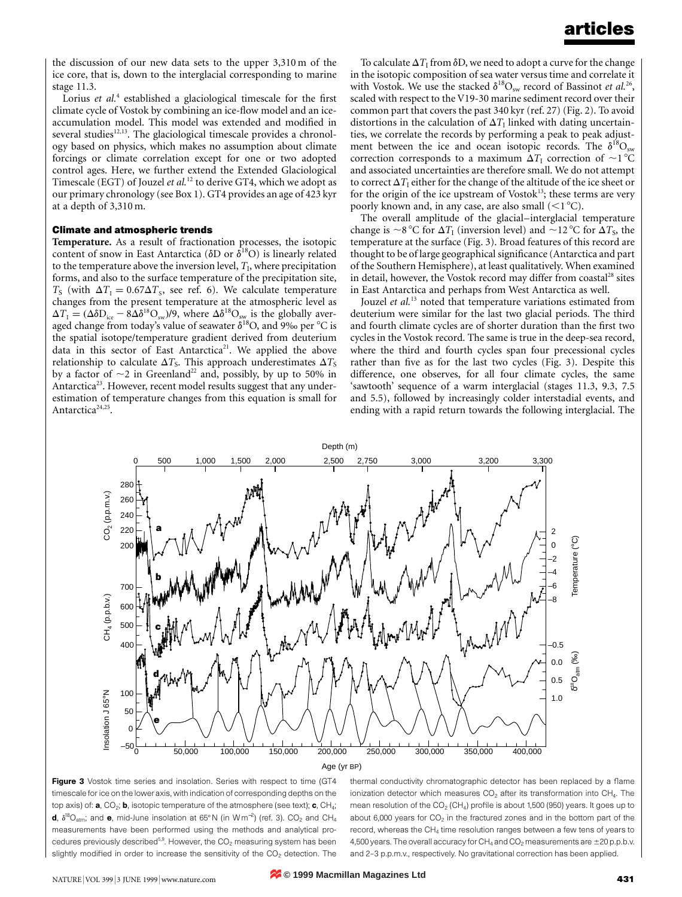the discussion of our new data sets to the upper 3,310 m of the ice core, that is, down to the interglacial corresponding to marine stage 11.3.

Lorius *et al.*[4] established a glaciological timescale for the first climate cycle of Vostok by combining an ice-flow model and an ice-accumulation model. This model was extended and modified in several studies[12,13]. The glaciological timescale provides a chronology based on physics, which makes no assumption about climate forcings or climate correlation except for one or two adopted control ages. Here, we further extend the Extended Glaciological Timescale (EGT) of Jouzel *et al.*[12] to derive GT4, which we adopt as our primary chronology (see Box 1). GT4 provides an age of 423 kyr at a depth of 3,310 m.

### Climate and atmospheric trends

**Temperature.** As a result of fractionation processes, the isotopic content of snow in East Antarctica ($\delta D$ or $\delta^{18}O$) is linearly related to the temperature above the inversion level, $T_I$, where precipitation forms, and also to the surface temperature of the precipitation site, $T_S$ (with $\Delta T_I = 0.67 \Delta T_S$, see ref. 6). We calculate temperature changes from the present temperature at the atmospheric level as $\Delta T_I = (\Delta \delta D_{ice} - 8 \Delta \delta^{18}O_{sw})/9$, where $\Delta \delta^{18}O_{sw}$ is the globally averaged change from today's value of seawater $\delta^{18}O$, and 9‰ per °C is the spatial isotope/temperature gradient derived from deuterium data in this sector of East Antarctica[21]. We applied the above relationship to calculate $\Delta T_S$. This approach underestimates $\Delta T_S$ by a factor of ~2 in Greenland[22] and, possibly, by up to 50% in Antarctica[23]. However, recent model results suggest that any underestimation of temperature changes from this equation is small for Antarctica[24,25].

To calculate $\Delta T_I$ from $\delta D$, we need to adopt a curve for the change in the isotopic composition of sea water versus time and correlate it with Vostok. We use the stacked $\delta^{18}O_{sw}$ record of Bassinot *et al.*[26], scaled with respect to the V19-30 marine sediment record over their common part that covers the past 340 kyr (ref. 27) (Fig. 2). To avoid distortions in the calculation of $\Delta T_I$ linked with dating uncertainties, we correlate the records by performing a peak to peak adjustment between the ice and ocean isotopic records. The $\delta^{18}O_{sw}$ correction corresponds to a maximum $\Delta T_I$ correction of ~1 °C and associated uncertainties are therefore small. We do not attempt to correct $\Delta T_I$ either for the change of the altitude of the ice sheet or for the origin of the ice upstream of Vostok[13]; these terms are very poorly known and, in any case, are also small (<1 °C).

The overall amplitude of the glacial–interglacial temperature change is ~8 °C for $\Delta T_I$ (inversion level) and ~12 °C for $\Delta T_S$, the temperature at the surface (Fig. 3). Broad features of this record are thought to be of large geographical significance (Antarctica and part of the Southern Hemisphere), at least qualitatively. When examined in detail, however, the Vostok record may differ from coastal[28] sites in East Antarctica and perhaps from West Antarctica as well.

Jouzel *et al.*[13] noted that temperature variations estimated from deuterium were similar for the last two glacial periods. The third and fourth climate cycles are of shorter duration than the first two cycles in the Vostok record. The same is true in the deep-sea record, where the third and fourth cycles span four precessional cycles rather than five as for the last two cycles (Fig. 3). Despite this difference, one observes, for all four climate cycles, the same 'sawtooth' sequence of a warm interglacial (stages 11.3, 9.3, 7.5 and 5.5), followed by increasingly colder interstadial events, and ending with a rapid return towards the following interglacial. The

**Figure 3** Vostok time series and insolation. Series with respect to time (GT4 timescale for ice on the lower axis, with indication of corresponding depths on the top axis) of: **a**, $CO_2$; **b**, isotopic temperature of the atmosphere (see text); **c**, $CH_4$; **d**, $\delta^{18}O_{atm}$; and **e**, mid-June insolation at 65° N (in W m$^{-2}$) (ref. 3). $CO_2$ and $CH_4$ measurements have been performed using the methods and analytical procedures previously described[5,9]. However, the $CO_2$ measuring system has been slightly modified in order to increase the sensitivity of the $CO_2$ detection. The thermal conductivity chromatographic detector has been replaced by a flame ionization detector which measures $CO_2$ after its transformation into $CH_4$. The mean resolution of the $CO_2$ ($CH_4$) profile is about 1,500 (950) years. It goes up to about 6,000 years for $CO_2$ in the fractured zones and in the bottom part of the record, whereas the $CH_4$ time resolution ranges between a few tens of years to 4,500 years. The overall accuracy for $CH_4$ and $CO_2$ measurements are ±20 p.p.b.v. and 2–3 p.p.m.v., respectively. No gravitational correction has been applied.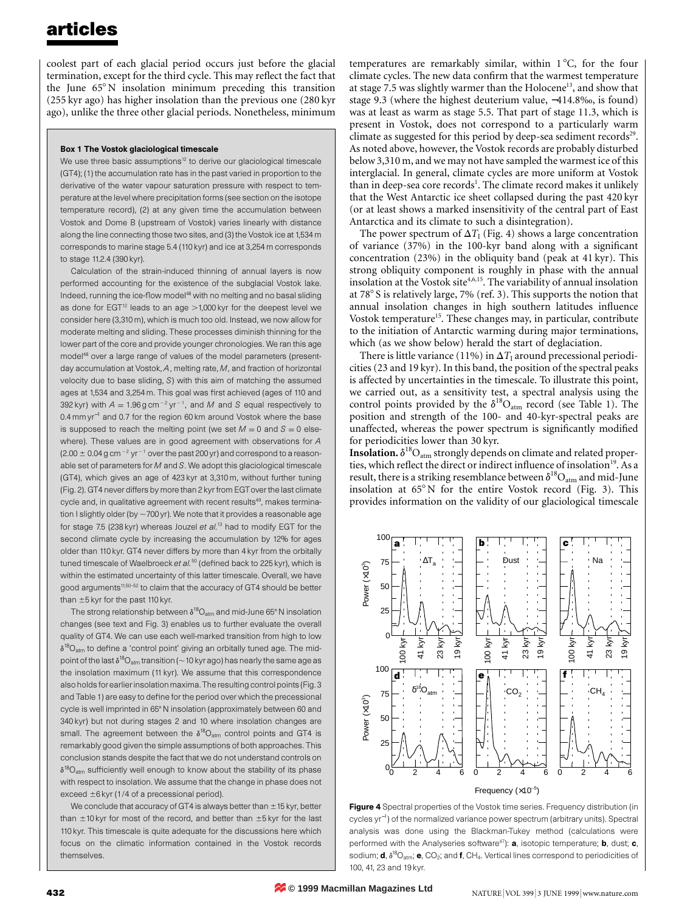coolest part of each glacial period occurs just before the glacial termination, except for the third cycle. This may reflect the fact that the June 65° N insolation minimum preceding this transition (255 kyr ago) has higher insolation than the previous one (280 kyr ago), unlike the three other glacial periods. Nonetheless, minimum temperatures are remarkably similar, within 1 °C, for the four climate cycles. The new data confirm that the warmest temperature at stage 7.5 was slightly warmer than the Holocene[13], and show that stage 9.3 (where the highest deuterium value, −414.8‰, is found) was at least as warm as stage 5.5. That part of stage 11.3, which is present in Vostok, does not correspond to a particularly warm climate as suggested for this period by deep-sea sediment records[29]. As noted above, however, the Vostok records are probably disturbed below 3,310 m, and we may not have sampled the warmest ice of this interglacial. In general, climate cycles are more uniform at Vostok than in deep-sea core records[1]. The climate record makes it unlikely that the West Antarctic ice sheet collapsed during the past 420 kyr (or at least shows a marked insensitivity of the central part of East Antarctica and its climate to such a disintegration).

The power spectrum of $\Delta T_I$ (Fig. 4) shows a large concentration of variance (37%) in the 100-kyr band along with a significant concentration (23%) in the obliquity band (peak at 41 kyr). This strong obliquity component is roughly in phase with the annual insolation at the Vostok site[4,6,15]. The variability of annual insolation at 78° S is relatively large, 7% (ref. 3). This supports the notion that annual insolation changes in high southern latitudes influence Vostok temperature[15]. These changes may, in particular, contribute to the initiation of Antarctic warming during major terminations, which (as we show below) herald the start of deglaciation.

There is little variance (11%) in $\Delta T_I$ around precessional periodicities (23 and 19 kyr). In this band, the position of the spectral peaks is affected by uncertainties in the timescale. To illustrate this point, we carried out, as a sensitivity test, a spectral analysis using the control points provided by the $\delta^{18}O_{atm}$ record (see Table 1). The position and strength of the 100- and 40-kyr-spectral peaks are unaffected, whereas the power spectrum is significantly modified for periodicities lower than 30 kyr.

**Insolation.** $\delta^{18}O_{atm}$ strongly depends on climate and related properties, which reflect the direct or indirect influence of insolation[19]. As a result, there is a striking resemblance between $\delta^{18}O_{atm}$ and mid-June insolation at 65° N for the entire Vostok record (Fig. 3). This provides information on the validity of our glaciological timescale

---

**Box 1 The Vostok glaciological timescale**

We use three basic assumptions[12] to derive our glaciological timescale (GT4); (1) the accumulation rate has in the past varied in proportion to the derivative of the water vapour saturation pressure with respect to temperature at the level where precipitation forms (see section on the isotope temperature record), (2) at any given time the accumulation between Vostok and Dome B (upstream of Vostok) varies linearly with distance along the line connecting those two sites, and (3) the Vostok ice at 1,534 m corresponds to marine stage 5.4 (110 kyr) and ice at 3,254 m corresponds to stage 11.2.4 (390 kyr).

Calculation of the strain-induced thinning of annual layers is now performed accounting for the existence of the subglacial Vostok lake. Indeed, running the ice-flow model[48] with no melting and no basal sliding as done for EGT[12] leads to an age >1,000 kyr for the deepest level we consider here (3,310 m), which is much too old. Instead, we now allow for moderate melting and sliding. These processes diminish thinning for the lower part of the core and provide younger chronologies. We ran this age model[48] over a large range of values of the model parameters (present-day accumulation at Vostok, $A$, melting rate, $M$, and fraction of horizontal velocity due to base sliding, $S$) with this aim of matching the assumed ages at 1,534 and 3,254 m. This goal was first achieved (ages of 110 and 392 kyr) with $A = 1.96\,\mathrm{g\,cm^{-2}\,yr^{-1}}$, and $M$ and $S$ equal respectively to $0.4\,\mathrm{mm\,yr^{-1}}$ and 0.7 for the region 60 km around Vostok where the base is supposed to reach the melting point (we set $M = 0$ and $S = 0$ elsewhere). These values are in good agreement with observations for $A$ ($2.00 \pm 0.04\,\mathrm{g\,cm^{-2}\,yr^{-1}}$ over the past 200 yr) and correspond to a reasonable set of parameters for $M$ and $S$. We adopt this glaciological timescale (GT4), which gives an age of 423 kyr at 3,310 m, without further tuning (Fig. 2). GT4 never differs by more than 2 kyr from EGT over the last climate cycle and, in qualitative agreement with recent results[49], makes termination I slightly older (by ~700 yr). We note that it provides a reasonable age for stage 7.5 (238 kyr) whereas Jouzel *et al.*[13] had to modify EGT for the second climate cycle by increasing the accumulation by 12% for ages older than 110 kyr. GT4 never differs by more than 4 kyr from the orbitally tuned timescale of Waelbroeck *et al.*[50] (defined back to 225 kyr), which is within the estimated uncertainty of this latter timescale. Overall, we have good arguments[11,50–52] to claim that the accuracy of GT4 should be better than ±5 kyr for the past 110 kyr.

The strong relationship between $\delta^{18}O_{atm}$ and mid-June 65° N insolation changes (see text and Fig. 3) enables us to further evaluate the overall quality of GT4. We can use each well-marked transition from high to low $\delta^{18}O_{atm}$ to define a 'control point' giving an orbitally tuned age. The mid-point of the last $\delta^{18}O_{atm}$ transition (~10 kyr ago) has nearly the same age as the insolation maximum (11 kyr). We assume that this correspondence also holds for earlier insolation maxima. The resulting control points (Fig. 3 and Table 1) are easy to define for the period over which the precessional cycle is well imprinted in 65° N insolation (approximately between 60 and 340 kyr) but not during stages 2 and 10 where insolation changes are small. The agreement between the $\delta^{18}O_{atm}$ control points and GT4 is remarkably good given the simple assumptions of both approaches. This conclusion stands despite the fact that we do not understand controls on $\delta^{18}O_{atm}$ sufficiently well enough to know about the stability of its phase with respect to insolation. We assume that the change in phase does not exceed ±6 kyr (1/4 of a precessional period).

We conclude that accuracy of GT4 is always better than ±15 kyr, better than ±10 kyr for most of the record, and better than ±5 kyr for the last 110 kyr. This timescale is quite adequate for the discussions here which focus on the climatic information contained in the Vostok records themselves.

---

**Figure 4** Spectral properties of the Vostok time series. Frequency distribution (in cycles $\mathrm{yr^{-1}}$) of the normalized variance power spectrum (arbitrary units). Spectral analysis was done using the Blackman-Tukey method (calculations were performed with the Analyseries software[47]): **a**, isotopic temperature; **b**, dust; **c**, sodium; **d**, $\delta^{18}O_{atm}$; **e**, $CO_2$; and **f**, $CH_4$. Vertical lines correspond to periodicities of 100, 41, 23 and 19 kyr.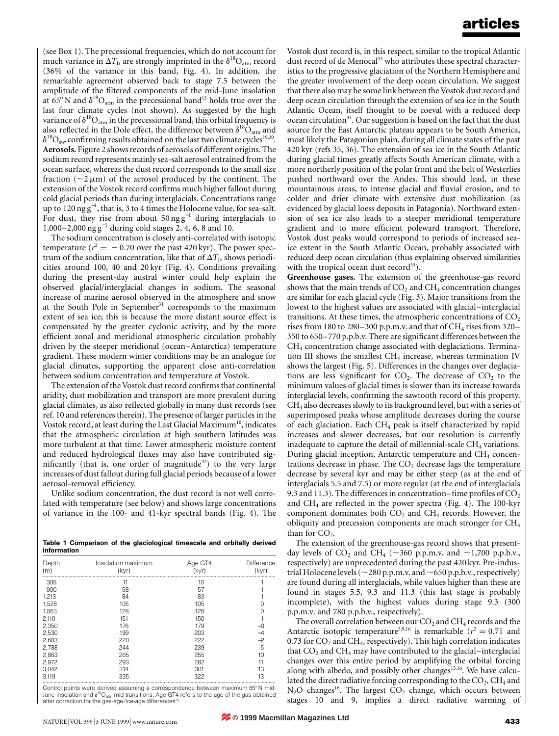(see Box 1). The precessional frequencies, which do not account for much variance in $\Delta T_I$, are strongly imprinted in the $\delta^{18}O_{atm}$ record (36% of the variance in this band, Fig. 4). In addition, the remarkable agreement observed back to stage 7.5 between the amplitude of the filtered components of the mid-June insolation at 65° N and $\delta^{18}O_{atm}$ in the precessional band[13] holds true over the last four climate cycles (not shown). As suggested by the high variance of $\delta^{18}O_{atm}$ in the precessional band, this orbital frequency is also reflected in the Dole effect, the difference between $\delta^{18}O_{atm}$ and $\delta^{18}O_{sw}$, confirming results obtained on the last two climate cycles[19,30].

**Aerosols.** Figure 2 shows records of aerosols of different origins. The sodium record represents mainly sea-salt aerosol entrained from the ocean surface, whereas the dust record corresponds to the small size fraction (~2 μm) of the aerosol produced by the continent. The extension of the Vostok record confirms much higher fallout during cold glacial periods than during interglacials. Concentrations range up to 120 ng g$^{-1}$, that is, 3 to 4 times the Holocene value, for sea-salt. For dust, they rise from about 50 ng g$^{-1}$ during interglacials to 1,000–2,000 ng g$^{-1}$ during cold stages 2, 4, 6, 8 and 10.

The sodium concentration is closely anti-correlated with isotopic temperature ($r^2 = -0.70$ over the past 420 kyr). The power spectrum of the sodium concentration, like that of $\Delta T_I$, shows periodicities around 100, 40 and 20 kyr (Fig. 4). Conditions prevailing during the present-day austral winter could help explain the observed glacial/interglacial changes in sodium. The seasonal increase of marine aerosol observed in the atmosphere and snow at the South Pole in September[31] corresponds to the maximum extent of sea ice; this is because the more distant source effect is compensated by the greater cyclonic activity, and by the more efficient zonal and meridional atmospheric circulation probably driven by the steeper meridional (ocean–Antarctica) temperature gradient. These modern winter conditions may be an analogue for glacial climates, supporting the apparent close anti-correlation between sodium concentration and temperature at Vostok.

The extension of the Vostok dust record confirms that continental aridity, dust mobilization and transport are more prevalent during glacial climates, as also reflected globally in many dust records (see ref. 10 and references therein). The presence of larger particles in the Vostok record, at least during the Last Glacial Maximum[10], indicates that the atmospheric circulation at high southern latitudes was more turbulent at that time. Lower atmospheric moisture content and reduced hydrological fluxes may also have contributed significantly (that is, one order of magnitude[32]) to the very large increases of dust fallout during full glacial periods because of a lower aerosol-removal efficiency.

Unlike sodium concentration, the dust record is not well correlated with temperature (see below) and shows large concentrations of variance in the 100- and 41-kyr spectral bands (Fig. 4). The Vostok dust record is, in this respect, similar to the tropical Atlantic dust record of de Menocal[33] who attributes these spectral characteristics to the progressive glaciation of the Northern Hemisphere and the greater involvement of the deep ocean circulation. We suggest that there also may be some link between the Vostok dust record and deep ocean circulation through the extension of sea ice in the South Atlantic Ocean, itself thought to be coeval with a reduced deep ocean circulation[34]. Our suggestion is based on the fact that the dust source for the East Antarctic plateau appears to be South America, most likely the Patagonian plain, during all climate states of the past 420 kyr (refs 35, 36). The extension of sea ice in the South Atlantic during glacial times greatly affects South American climate, with a more northerly position of the polar front and the belt of Westerlies pushed northward over the Andes. This should lead, in these mountainous areas, to intense glacial and fluvial erosion, and to colder and drier climate with extensive dust mobilization (as evidenced by glacial loess deposits in Patagonia). Northward extension of sea ice also leads to a steeper meridional temperature gradient and to more efficient poleward transport. Therefore, Vostok dust peaks would correspond to periods of increased sea-ice extent in the South Atlantic Ocean, probably associated with reduced deep ocean circulation (thus explaining observed similarities with the tropical ocean dust record[33]).

**Greenhouse gases.** The extension of the greenhouse-gas record shows that the main trends of $CO_2$ and $CH_4$ concentration changes are similar for each glacial cycle (Fig. 3). Major transitions from the lowest to the highest values are associated with glacial–interglacial transitions. At these times, the atmospheric concentrations of $CO_2$ rises from 180 to 280–300 p.p.m.v. and that of $CH_4$ rises from 320–350 to 650–770 p.p.b.v. There are significant differences between the $CH_4$ concentration change associated with deglaciations. Termination III shows the smallest $CH_4$ increase, whereas termination IV shows the largest (Fig. 5). Differences in the changes over deglaciations are less significant for $CO_2$. The decrease of $CO_2$ to the minimum values of glacial times is slower than its increase towards interglacial levels, confirming the sawtooth record of this property. $CH_4$ also decreases slowly to its background level, but with a series of superimposed peaks whose amplitude decreases during the course of each glaciation. Each $CH_4$ peak is itself characterized by rapid increases and slower decreases, but our resolution is currently inadequate to capture the detail of millennial-scale $CH_4$ variations. During glacial inception, Antarctic temperature and $CH_4$ concentrations decrease in phase. The $CO_2$ decrease lags the temperature decrease by several kyr and may be either steep (as at the end of interglacials 5.5 and 7.5) or more regular (at the end of interglacials 9.3 and 11.3). The differences in concentration–time profiles of $CO_2$ and $CH_4$ are reflected in the power spectra (Fig. 4). The 100-kyr component dominates both $CO_2$ and $CH_4$ records. However, the obliquity and precession components are much stronger for $CH_4$ than for $CO_2$.

The extension of the greenhouse-gas record shows that present-day levels of $CO_2$ and $CH_4$ (~360 p.p.m.v. and ~1,700 p.p.b.v., respectively) are unprecedented during the past 420 kyr. Pre-industrial Holocene levels (~280 p.p.m.v. and ~650 p.p.b.v., respectively) are found during all interglacials, while values higher than these are found in stages 5.5, 9.3 and 11.3 (this last stage is probably incomplete), with the highest values during stage 9.3 (300 p.p.m.v. and 780 p.p.b.v., respectively).

The overall correlation between our $CO_2$ and $CH_4$ records and the Antarctic isotopic temperature[5,9,16] is remarkable ($r^2 = 0.71$ and 0.73 for $CO_2$ and $CH_4$, respectively). This high correlation indicates that $CO_2$ and $CH_4$ may have contributed to the glacial–interglacial changes over this entire period by amplifying the orbital forcing along with albedo, and possibly other changes[15,16]. We have calculated the direct radiative forcing corresponding to the $CO_2$, $CH_4$ and $N_2O$ changes[16]. The largest $CO_2$ change, which occurs between stages 10 and 9, implies a direct radiative warming of

**Table 1 Comparison of the glaciological timescale and orbitally derived information**

| Depth (m) | Insolation maximum (kyr) | Age GT4 (kyr) | Difference (kyr) |
|---|---|---|---|
| 305 | 11 | 10 | 1 |
| 900 | 58 | 57 | 1 |
| 1,213 | 84 | 83 | 1 |
| 1,528 | 105 | 105 | 0 |
| 1,863 | 128 | 128 | 0 |
| 2,110 | 151 | 150 | 1 |
| 2,350 | 176 | 179 | −3 |
| 2,530 | 199 | 203 | −4 |
| 2,683 | 220 | 222 | −2 |
| 2,788 | 244 | 239 | 5 |
| 2,863 | 265 | 255 | 10 |
| 2,972 | 293 | 282 | 11 |
| 3,042 | 314 | 301 | 13 |
| 3,119 | 335 | 322 | 13 |

Control points were derived assuming a correspondence between maximum 65° N mid-June insolation and $\delta^{18}O_{atm}$ mid-transitions. Age GT4 refers to the age of the gas obtained after correction for the gas-age/ice-age differences[20].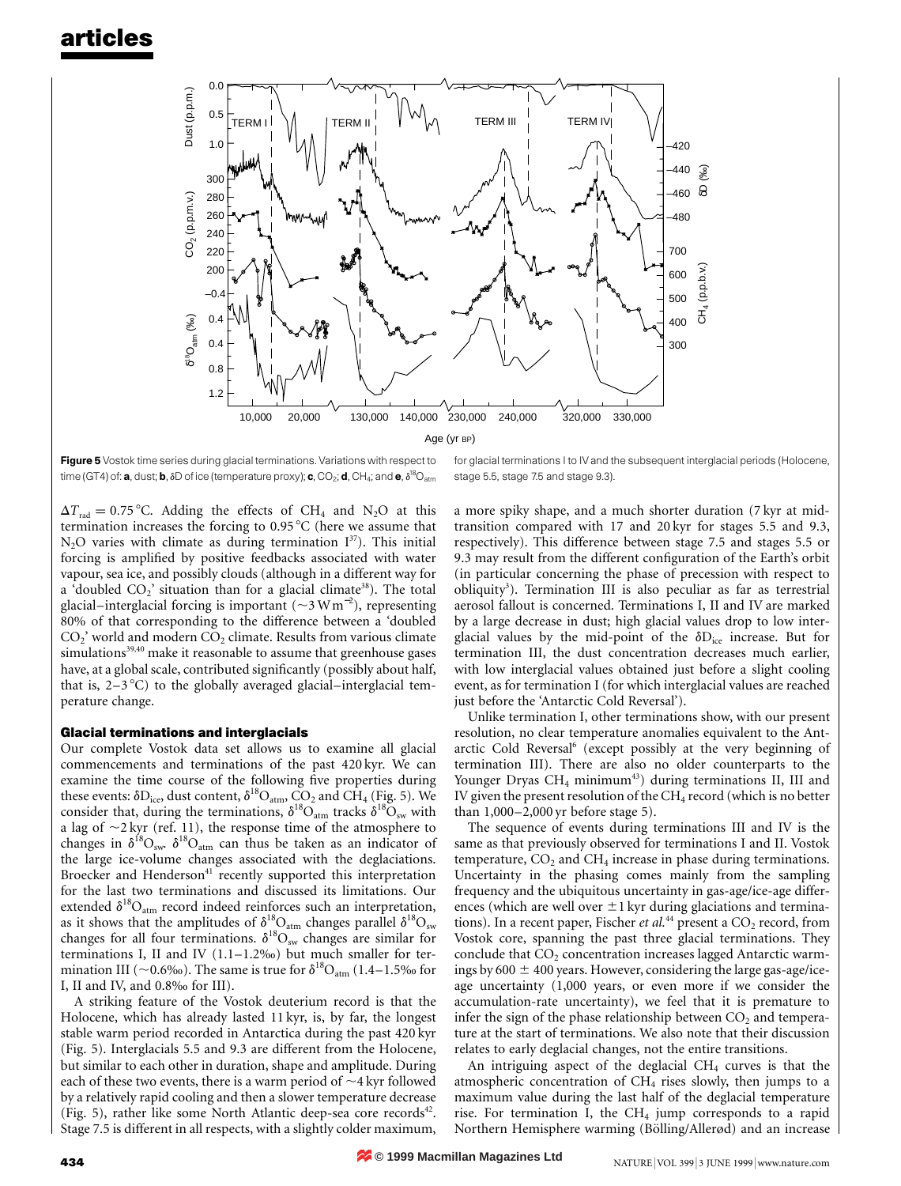**Figure 5** Vostok time series during glacial terminations. Variations with respect to time (GT4) of: **a**, dust; **b**, δD of ice (temperature proxy); **c**, $CO_2$; **d**, $CH_4$; and **e**, $\delta^{18}O_{atm}$ for glacial terminations I to IV and the subsequent interglacial periods (Holocene, stage 5.5, stage 7.5 and stage 9.3).

$\Delta T_{rad} = 0.75\,°C$. Adding the effects of $CH_4$ and $N_2O$ at this termination increases the forcing to 0.95 °C (here we assume that $N_2O$ varies with climate as during termination I[37]). This initial forcing is amplified by positive feedbacks associated with water vapour, sea ice, and possibly clouds (although in a different way for a 'doubled $CO_2$' situation than for a glacial climate[38]). The total glacial–interglacial forcing is important (~3 W m$^{-2}$), representing 80% of that corresponding to the difference between a 'doubled $CO_2$' world and modern $CO_2$ climate. Results from various climate simulations[39,40] make it reasonable to assume that greenhouse gases have, at a global scale, contributed significantly (possibly about half, that is, 2–3 °C) to the globally averaged glacial–interglacial temperature change.

## Glacial terminations and interglacials

Our complete Vostok data set allows us to examine all glacial commencements and terminations of the past 420 kyr. We can examine the time course of the following five properties during these events: $\delta D_{ice}$, dust content, $\delta^{18}O_{atm}$, $CO_2$ and $CH_4$ (Fig. 5). We consider that, during the terminations, $\delta^{18}O_{atm}$ tracks $\delta^{18}O_{sw}$ with a lag of ~2 kyr (ref. 11), the response time of the atmosphere to changes in $\delta^{18}O_{sw}$. $\delta^{18}O_{atm}$ can thus be taken as an indicator of the large ice-volume changes associated with the deglaciations. Broecker and Henderson[41] recently supported this interpretation for the last two terminations and discussed its limitations. Our extended $\delta^{18}O_{atm}$ record indeed reinforces such an interpretation, as it shows that the amplitudes of $\delta^{18}O_{atm}$ changes parallel $\delta^{18}O_{sw}$ changes for all four terminations. $\delta^{18}O_{sw}$ changes are similar for terminations I, II and IV (1.1–1.2‰) but much smaller for termination III (~0.6‰). The same is true for $\delta^{18}O_{atm}$ (1.4–1.5‰ for I, II and IV, and 0.8‰ for III).

A striking feature of the Vostok deuterium record is that the Holocene, which has already lasted 11 kyr, is, by far, the longest stable warm period recorded in Antarctica during the past 420 kyr (Fig. 5). Interglacials 5.5 and 9.3 are different from the Holocene, but similar to each other in duration, shape and amplitude. During each of these two events, there is a warm period of ~4 kyr followed by a relatively rapid cooling and then a slower temperature decrease (Fig. 5), rather like some North Atlantic deep-sea core records[42]. Stage 7.5 is different in all respects, with a slightly colder maximum, a more spiky shape, and a much shorter duration (7 kyr at mid-transition compared with 17 and 20 kyr for stages 5.5 and 9.3, respectively). This difference between stage 7.5 and stages 5.5 or 9.3 may result from the different configuration of the Earth's orbit (in particular concerning the phase of precession with respect to obliquity[3]). Termination III is also peculiar as far as terrestrial aerosol fallout is concerned. Terminations I, II and IV are marked by a large decrease in dust; high glacial values drop to low interglacial values by the mid-point of the $\delta D_{ice}$ increase. But for termination III, the dust concentration decreases much earlier, with low interglacial values obtained just before a slight cooling event, as for termination I (for which interglacial values are reached just before the 'Antarctic Cold Reversal').

Unlike termination I, other terminations show, with our present resolution, no clear temperature anomalies equivalent to the Antarctic Cold Reversal[6] (except possibly at the very beginning of termination III). There are also no older counterparts to the Younger Dryas $CH_4$ minimum[43]) during terminations II, III and IV given the present resolution of the $CH_4$ record (which is no better than 1,000–2,000 yr before stage 5).

The sequence of events during terminations III and IV is the same as that previously observed for terminations I and II. Vostok temperature, $CO_2$ and $CH_4$ increase in phase during terminations. Uncertainty in the phasing comes mainly from the sampling frequency and the ubiquitous uncertainty in gas-age/ice-age differences (which are well over ±1 kyr during glaciations and terminations). In a recent paper, Fischer *et al.*[44] present a $CO_2$ record, from Vostok core, spanning the past three glacial terminations. They conclude that $CO_2$ concentration increases lagged Antarctic warmings by 600 ± 400 years. However, considering the large gas-age/ice-age uncertainty (1,000 years, or even more if we consider the accumulation-rate uncertainty), we feel that it is premature to infer the sign of the phase relationship between $CO_2$ and temperature at the start of terminations. We also note that their discussion relates to early deglacial changes, not the entire transitions.

An intriguing aspect of the deglacial $CH_4$ curves is that the atmospheric concentration of $CH_4$ rises slowly, then jumps to a maximum value during the last half of the deglacial temperature rise. For termination I, the $CH_4$ jump corresponds to a rapid Northern Hemisphere warming (Bölling/Allerød) and an increase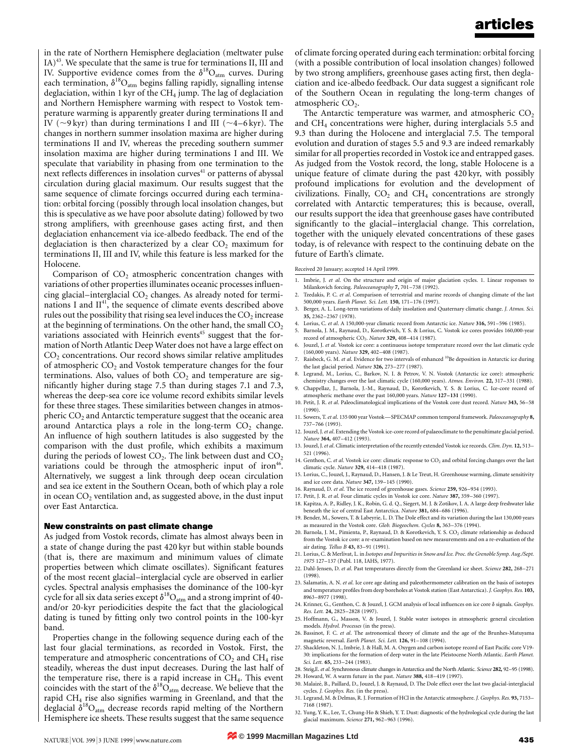in the rate of Northern Hemisphere deglaciation (meltwater pulse IA)[43]. We speculate that the same is true for terminations II, III and IV. Supportive evidence comes from the $\delta^{18}O_{atm}$ curves. During each termination, $\delta^{18}O_{atm}$ begins falling rapidly, signalling intense deglaciation, within 1 kyr of the $CH_4$ jump. The lag of deglaciation and Northern Hemisphere warming with respect to Vostok temperature warming is apparently greater during terminations II and IV (~9 kyr) than during terminations I and III (~4–6 kyr). The changes in northern summer insolation maxima are higher during terminations II and IV, whereas the preceding southern summer insolation maxima are higher during terminations I and III. We speculate that variability in phasing from one termination to the next reflects differences in insolation curves[41] or patterns of abyssal circulation during glacial maximum. Our results suggest that the same sequence of climate forcings occurred during each termination: orbital forcing (possibly through local insolation changes, but this is speculative as we have poor absolute dating) followed by two strong amplifiers, with greenhouse gases acting first, and then deglaciation enhancement via ice-albedo feedback. The end of the deglaciation is then characterized by a clear $CO_2$ maximum for terminations II, III and IV, while this feature is less marked for the Holocene.

Comparison of $CO_2$ atmospheric concentration changes with variations of other properties illuminates oceanic processes influencing glacial–interglacial $CO_2$ changes. As already noted for terminations I and II[41], the sequence of climate events described above rules out the possibility that rising sea level induces the $CO_2$ increase at the beginning of terminations. On the other hand, the small $CO_2$ variations associated with Heinrich events[45] suggest that the formation of North Atlantic Deep Water does not have a large effect on $CO_2$ concentrations. Our record shows similar relative amplitudes of atmospheric $CO_2$ and Vostok temperature changes for the four terminations. Also, values of both $CO_2$ and temperature are significantly higher during stage 7.5 than during stages 7.1 and 7.3, whereas the deep-sea core ice volume record exhibits similar levels for these three stages. These similarities between changes in atmospheric $CO_2$ and Antarctic temperature suggest that the oceanic area around Antarctica plays a role in the long-term $CO_2$ change. An influence of high southern latitudes is also suggested by the comparison with the dust profile, which exhibits a maximum during the periods of lowest $CO_2$. The link between dust and $CO_2$ variations could be through the atmospheric input of iron[46]. Alternatively, we suggest a link through deep ocean circulation and sea ice extent in the Southern Ocean, both of which play a role in ocean $CO_2$ ventilation and, as suggested above, in the dust input over East Antarctica.

## New constraints on past climate change

As judged from Vostok records, climate has almost always been in a state of change during the past 420 kyr but within stable bounds (that is, there are maximum and minimum values of climate properties between which climate oscillates). Significant features of the most recent glacial–interglacial cycle are observed in earlier cycles. Spectral analysis emphasises the dominance of the 100-kyr cycle for all six data series except $\delta^{18}O_{atm}$ and a strong imprint of 40- and/or 20-kyr periodicities despite the fact that the glaciological dating is tuned by fitting only two control points in the 100-kyr band.

Properties change in the following sequence during each of the last four glacial terminations, as recorded in Vostok. First, the temperature and atmospheric concentrations of $CO_2$ and $CH_4$ rise steadily, whereas the dust input decreases. During the last half of the temperature rise, there is a rapid increase in $CH_4$. This event coincides with the start of the $\delta^{18}O_{atm}$ decrease. We believe that the rapid $CH_4$ rise also signifies warming in Greenland, and that the deglacial $\delta^{18}O_{atm}$ decrease records rapid melting of the Northern Hemisphere ice sheets. These results suggest that the same sequence of climate forcing operated during each termination: orbital forcing (with a possible contribution of local insolation changes) followed by two strong amplifiers, greenhouse gases acting first, then deglaciation and ice-albedo feedback. Our data suggest a significant role of the Southern Ocean in regulating the long-term changes of atmospheric $CO_2$.

The Antarctic temperature was warmer, and atmospheric $CO_2$ and $CH_4$ concentrations were higher, during interglacials 5.5 and 9.3 than during the Holocene and interglacial 7.5. The temporal evolution and duration of stages 5.5 and 9.3 are indeed remarkably similar for all properties recorded in Vostok ice and entrapped gases. As judged from the Vostok record, the long, stable Holocene is a unique feature of climate during the past 420 kyr, with possibly profound implications for evolution and the development of civilizations. Finally, $CO_2$ and $CH_4$ concentrations are strongly correlated with Antarctic temperatures; this is because, overall, our results support the idea that greenhouse gases have contributed significantly to the glacial–interglacial change. This correlation, together with the uniquely elevated concentrations of these gases today, is of relevance with respect to the continuing debate on the future of Earth's climate.

Received 20 January; accepted 14 April 1999.

1. Imbrie, J. *et al.* On the structure and origin of major glaciation cycles. 1. Linear responses to Milankovitch forcing. *Paleoceanography* **7,** 701–738 (1992).
2. Tzedakis, P. C. *et al.* Comparison of terrestrial and marine records of changing climate of the last 500,000 years. *Earth Planet. Sci. Lett.* **150,** 171–176 (1997).
3. Berger, A. L. Long-term variations of daily insolation and Quaternary climatic change. *J. Atmos. Sci.* **35,** 2362–2367 (1978).
4. Lorius, C. *et al.* A 150,000-year climatic record from Antarctic ice. *Nature* **316,** 591–596 (1985).
5. Barnola, J. M., Raynaud, D., Korotkevich, Y. S. & Lorius, C. Vostok ice cores provides 160,000-year record of atmospheric $CO_2$. *Nature* **329,** 408–414 (1987).
6. Jouzel, J. *et al.* Vostok ice core: a continuous isotope temperature record over the last climatic cycle (160,000 years). *Nature* **329,** 402–408 (1987).
7. Raisbeck, G. M. *et al.* Evidence for two intervals of enhanced $^{10}$Be deposition in Antarctic ice during the last glacial period. *Nature* **326,** 273–277 (1987).
8. Legrand, M., Lorius, C., Barkov, N. I. & Petrov, V. N. Vostok (Antarctic ice core): atmospheric chemistry changes over the last climatic cycle (160,000 years). *Atmos. Environ.* **22,** 317–331 (1988).
9. Chappellaz, J., Barnola, J.-M., Raynaud, D., Korotkevich, Y. S. & Lorius, C. Ice-core record of atmospheric methane over the past 160,000 years. *Nature* **127–131** (1990).
10. Petit, J. R. *et al.* Paleoclimatological implications of the Vostok core dust record. *Nature* **343,** 56–58 (1990).
11. Sowers, T. *et al.* 135 000 year Vostok—SPECMAP common temporal framework. *Paleoceanography* **8,** 737–766 (1993).
12. Jouzel, J. *et al.* Extending the Vostok ice-core record of palaeoclimate to the penultimate glacial period. *Nature* **364,** 407–412 (1993).
13. Jouzel, J. *et al.* Climatic interpretation of the recently extended Vostok ice records. *Clim. Dyn.* **12,** 513–521 (1996).
14. Genthon, C. *et al.* Vostok ice core: climatic response to $CO_2$ and orbital forcing changes over the last climatic cycle. *Nature* **329,** 414–418 (1987).
15. Lorius, C., Jouzel, J., Raynaud, D., Hansen, J. & Le Treut, H. Greenhouse warming, climate sensitivity and ice core data. *Nature* **347,** 139–145 (1990).
16. Raynaud, D. *et al.* The ice record of greenhouse gases. *Science* **259,** 926–934 (1993).
17. Petit, J. R. *et al.* Four climatic cycles in Vostok ice core. *Nature* **387,** 359–360 (1997).
18. Kapitza, A. P., Ridley, J. K., Robin, G. d. Q., Siegert, M. J. & Zotikov, I. A. A large deep freshwater lake beneath the ice of central East Antarctica. *Nature* **381,** 684–686 (1996).
19. Bender, M., Sowers, T. & Labeyrie, L. D. The Dole effect and its variation during the last 130,000 years as measured in the Vostok core. *Glob. Biogeochem. Cycles* **8,** 363–376 (1994).
20. Barnola, J. M., Pimienta, P., Raynaud, D. & Korotkevich, Y. S. $CO_2$ climate relationship as deduced from the Vostok ice core: a re-examination based on new measurements and on a re-evaluation of the air dating. *Tellus B* **43,** 83–91 (1991).
21. Lorius, C. & Merlivat, L. in *Isotopes and Impurities in Snow and Ice. Proc. the Grenoble Symp. Aug./Sept. 1975* 127–137 (Publ. 118, IAHS, 1977).
22. Dahl-Jensen, D. *et al.* Past temperatures directly from the Greenland ice sheet. *Science* **282,** 268–271 (1998).
23. Salamatin, A. N. *et al.* Ice core age dating and paleothermometer calibration on the basis of isotopes and temperature profiles from deep boreholes at Vostok station (East Antarctica). *J. Geophys. Res.* **103,** 8963–8977 (1998).
24. Krinner, G., Genthon, C. & Jouzel, J. GCM analysis of local influences on ice core δ signals. *Geophys. Res. Lett.* **24,** 2825–2828 (1997).
25. Hoffmann, G., Masson, V. & Jouzel, J. Stable water isotopes in atmospheric general circulation models. *Hydrol. Processes* (in the press).
26. Bassinot, F. C. *et al.* The astronomical theory of climate and the age of the Brunhes-Matuyama magnetic reversal. *Earth Planet. Sci. Lett.* **126,** 91–108 (1994).
27. Shackleton, N. J., Imbrie, J. & Hall, M. A. Oxygen and carbon isotope record of East Pacific core V19-30: implications for the formation of deep water in the late Pleistocene North Atlantic. *Earth Planet. Sci. Lett.* **65,** 233–244 (1983).
28. Steig, E. *et al.* Synchronous climate changes in Antarctica and the North Atlantic. *Science* **282,** 92–95 (1998).
29. Howard, W. A warm future in the past. *Nature* **388,** 418–419 (1997).
30. Malaizé, B., Paillard, D., Jouzel, J. & Raynaud, D. The Dole effect over the last two glacial-interglacial cycles. *J. Geophys. Res.* (in the press).
31. Legrand, M. & Delmas, R. J. Formation of HCl in the Antarctic atmosphere. *J. Geophys. Res.* **93,** 7153–7168 (1987).
32. Yung, Y. K., Lee, T., Chung-Ho & Shieh, Y. T. Dust: diagnostic of the hydrological cycle during the last glacial maximum. *Science* **271,** 962–963 (1996).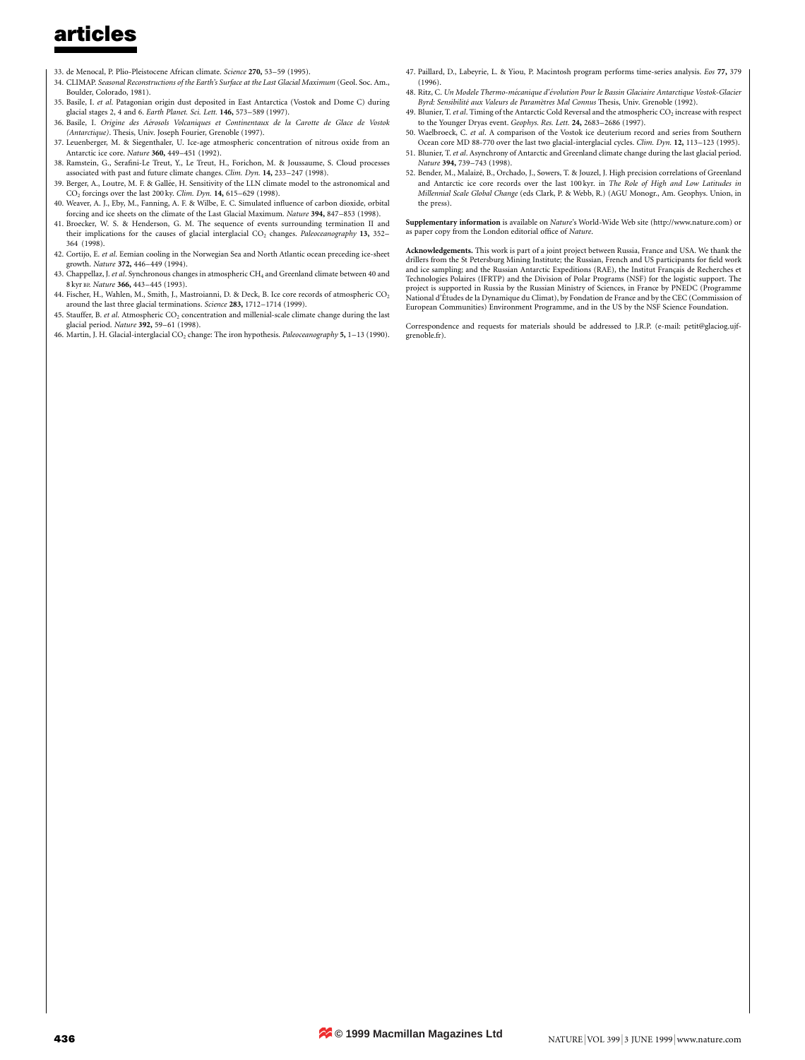33. de Menocal, P. Plio-Pleistocene African climate. *Science* **270,** 53–59 (1995).
34. CLIMAP. *Seasonal Reconstructions of the Earth's Surface at the Last Glacial Maximum* (Geol. Soc. Am., Boulder, Colorado, 1981).
35. Basile, I. *et al.* Patagonian origin dust deposited in East Antarctica (Vostok and Dome C) during glacial stages 2, 4 and 6. *Earth Planet. Sci. Lett.* **146,** 573–589 (1997).
36. Basile, I. *Origine des Aérosols Volcaniques et Continentaux de la Carotte de Glace de Vostok (Antarctique)*. Thesis, Univ. Joseph Fourier, Grenoble (1997).
37. Leuenberger, M. & Siegenthaler, U. Ice-age atmospheric concentration of nitrous oxide from an Antarctic ice core. *Nature* **360,** 449–451 (1992).
38. Ramstein, G., Serafini-Le Treut, Y., Le Treut, H., Forichon, M. & Joussaume, S. Cloud processes associated with past and future climate changes. *Clim. Dyn.* **14,** 233–247 (1998).
39. Berger, A., Loutre, M. F. & Gallée, H. Sensitivity of the LLN climate model to the astronomical and $CO_2$ forcings over the last 200 ky. *Clim. Dyn.* **14,** 615–629 (1998).
40. Weaver, A. J., Eby, M., Fanning, A. F. & Wilbe, E. C. Simulated influence of carbon dioxide, orbital forcing and ice sheets on the climate of the Last Glacial Maximum. *Nature* **394,** 847–853 (1998).
41. Broecker, W. S. & Henderson, G. M. The sequence of events surrounding termination II and their implications for the causes of glacial interglacial $CO_2$ changes. *Paleoceanography* **13,** 352–364 (1998).
42. Cortijo, E. *et al*. Eemian cooling in the Norwegian Sea and North Atlantic ocean preceding ice-sheet growth. *Nature* **372,** 446–449 (1994).
43. Chappellaz, J. *et al*. Synchronous changes in atmospheric $CH_4$ and Greenland climate between 40 and 8 kyr BP. *Nature* **366,** 443–445 (1993).
44. Fischer, H., Wahlen, M., Smith, J., Mastroianni, D. & Deck, B. Ice core records of atmospheric $CO_2$ around the last three glacial terminations. *Science* **283,** 1712–1714 (1999).
45. Stauffer, B. *et al.* Atmospheric $CO_2$ concentration and millenial-scale climate change during the last glacial period. *Nature* **392,** 59–61 (1998).
46. Martin, J. H. Glacial-interglacial $CO_2$ change: The iron hypothesis. *Paleoceanography* **5,** 1–13 (1990).
47. Paillard, D., Labeyrie, L. & Yiou, P. Macintosh program performs time-series analysis. *Eos* **77,** 379 (1996).
48. Ritz, C. *Un Modele Thermo-mécanique d'évolution Pour le Bassin Glaciaire Antarctique Vostok-Glacier Byrd: Sensibilité aux Valeurs de Paramètres Mal Connus* Thesis, Univ. Grenoble (1992).
49. Blunier, T. *et al*. Timing of the Antarctic Cold Reversal and the atmospheric $CO_2$ increase with respect to the Younger Dryas event. *Geophys. Res. Lett.* **24,** 2683–2686 (1997).
50. Waelbroeck, C. *et al*. A comparison of the Vostok ice deuterium record and series from Southern Ocean core MD 88-770 over the last two glacial-interglacial cycles. *Clim. Dyn.* **12,** 113–123 (1995).
51. Blunier, T. *et al*. Asynchrony of Antarctic and Greenland climate change during the last glacial period. *Nature* **394,** 739–743 (1998).
52. Bender, M., Malaizé, B., Orchado, J., Sowers, T. & Jouzel, J. High precision correlations of Greenland and Antarctic ice core records over the last 100 kyr. in *The Role of High and Low Latitudes in Millennial Scale Global Change* (eds Clark, P. & Webb, R.) (AGU Monogr., Am. Geophys. Union, in the press).

**Supplementary information** is available on *Nature*'s World-Wide Web site (http://www.nature.com) or as paper copy from the London editorial office of *Nature*.

**Acknowledgements.** This work is part of a joint project between Russia, France and USA. We thank the drillers from the St Petersburg Mining Institute; the Russian, French and US participants for field work and ice sampling; and the Russian Antarctic Expeditions (RAE), the Institut Français de Recherches et Technologies Polaires (IFRTP) and the Division of Polar Programs (NSF) for the logistic support. The project is supported in Russia by the Russian Ministry of Sciences, in France by PNEDC (Programme National d'Études de la Dynamique du Climat), by Fondation de France and by the CEC (Commission of European Communities) Environment Programme, and in the US by the NSF Science Foundation.

Correspondence and requests for materials should be addressed to J.R.P. (e-mail: petit@glaciog.ujf-grenoble.fr).